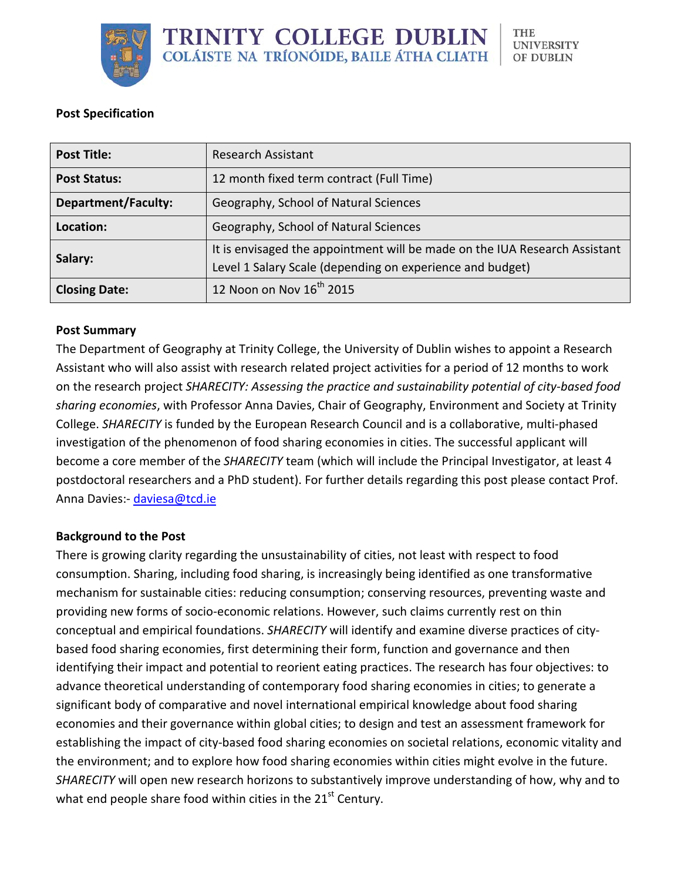TRINITY COLLEGE DUBLIN
COLÁISTE NA TRÍONÓIDE, BAILE ÁTHA CLIATH
THE UNIVERSITY OF DUBLIN

**Post Specification**

| | |
|---|---|
| **Post Title:** | Research Assistant |
| **Post Status:** | 12 month fixed term contract (Full Time) |
| **Department/Faculty:** | Geography, School of Natural Sciences |
| **Location:** | Geography, School of Natural Sciences |
| **Salary:** | It is envisaged the appointment will be made on the IUA Research Assistant Level 1 Salary Scale (depending on experience and budget) |
| **Closing Date:** | 12 Noon on Nov 16th 2015 |

**Post Summary**

The Department of Geography at Trinity College, the University of Dublin wishes to appoint a Research Assistant who will also assist with research related project activities for a period of 12 months to work on the research project *SHARECITY: Assessing the practice and sustainability potential of city-based food sharing economies*, with Professor Anna Davies, Chair of Geography, Environment and Society at Trinity College. *SHARECITY* is funded by the European Research Council and is a collaborative, multi-phased investigation of the phenomenon of food sharing economies in cities. The successful applicant will become a core member of the *SHARECITY* team (which will include the Principal Investigator, at least 4 postdoctoral researchers and a PhD student). For further details regarding this post please contact Prof. Anna Davies:- daviesa@tcd.ie

**Background to the Post**

There is growing clarity regarding the unsustainability of cities, not least with respect to food consumption. Sharing, including food sharing, is increasingly being identified as one transformative mechanism for sustainable cities: reducing consumption; conserving resources, preventing waste and providing new forms of socio-economic relations. However, such claims currently rest on thin conceptual and empirical foundations. *SHARECITY* will identify and examine diverse practices of city-based food sharing economies, first determining their form, function and governance and then identifying their impact and potential to reorient eating practices. The research has four objectives: to advance theoretical understanding of contemporary food sharing economies in cities; to generate a significant body of comparative and novel international empirical knowledge about food sharing economies and their governance within global cities; to design and test an assessment framework for establishing the impact of city-based food sharing economies on societal relations, economic vitality and the environment; and to explore how food sharing economies within cities might evolve in the future. *SHARECITY* will open new research horizons to substantively improve understanding of how, why and to what end people share food within cities in the 21st Century.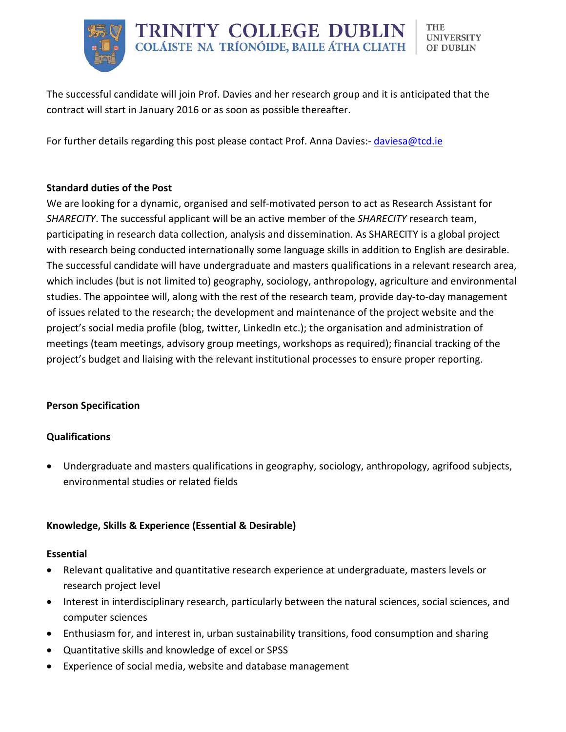The successful candidate will join Prof. Davies and her research group and it is anticipated that the contract will start in January 2016 or as soon as possible thereafter.

For further details regarding this post please contact Prof. Anna Davies:- [daviesa@tcd.ie](mailto:daviesa@tcd.ie)

**Standard duties of the Post**

We are looking for a dynamic, organised and self-motivated person to act as Research Assistant for *SHARECITY*. The successful applicant will be an active member of the *SHARECITY* research team, participating in research data collection, analysis and dissemination. As SHARECITY is a global project with research being conducted internationally some language skills in addition to English are desirable. The successful candidate will have undergraduate and masters qualifications in a relevant research area, which includes (but is not limited to) geography, sociology, anthropology, agriculture and environmental studies. The appointee will, along with the rest of the research team, provide day-to-day management of issues related to the research; the development and maintenance of the project website and the project's social media profile (blog, twitter, LinkedIn etc.); the organisation and administration of meetings (team meetings, advisory group meetings, workshops as required); financial tracking of the project's budget and liaising with the relevant institutional processes to ensure proper reporting.

**Person Specification**

**Qualifications**

- Undergraduate and masters qualifications in geography, sociology, anthropology, agrifood subjects, environmental studies or related fields

**Knowledge, Skills & Experience (Essential & Desirable)**

**Essential**

- Relevant qualitative and quantitative research experience at undergraduate, masters levels or research project level
- Interest in interdisciplinary research, particularly between the natural sciences, social sciences, and computer sciences
- Enthusiasm for, and interest in, urban sustainability transitions, food consumption and sharing
- Quantitative skills and knowledge of excel or SPSS
- Experience of social media, website and database management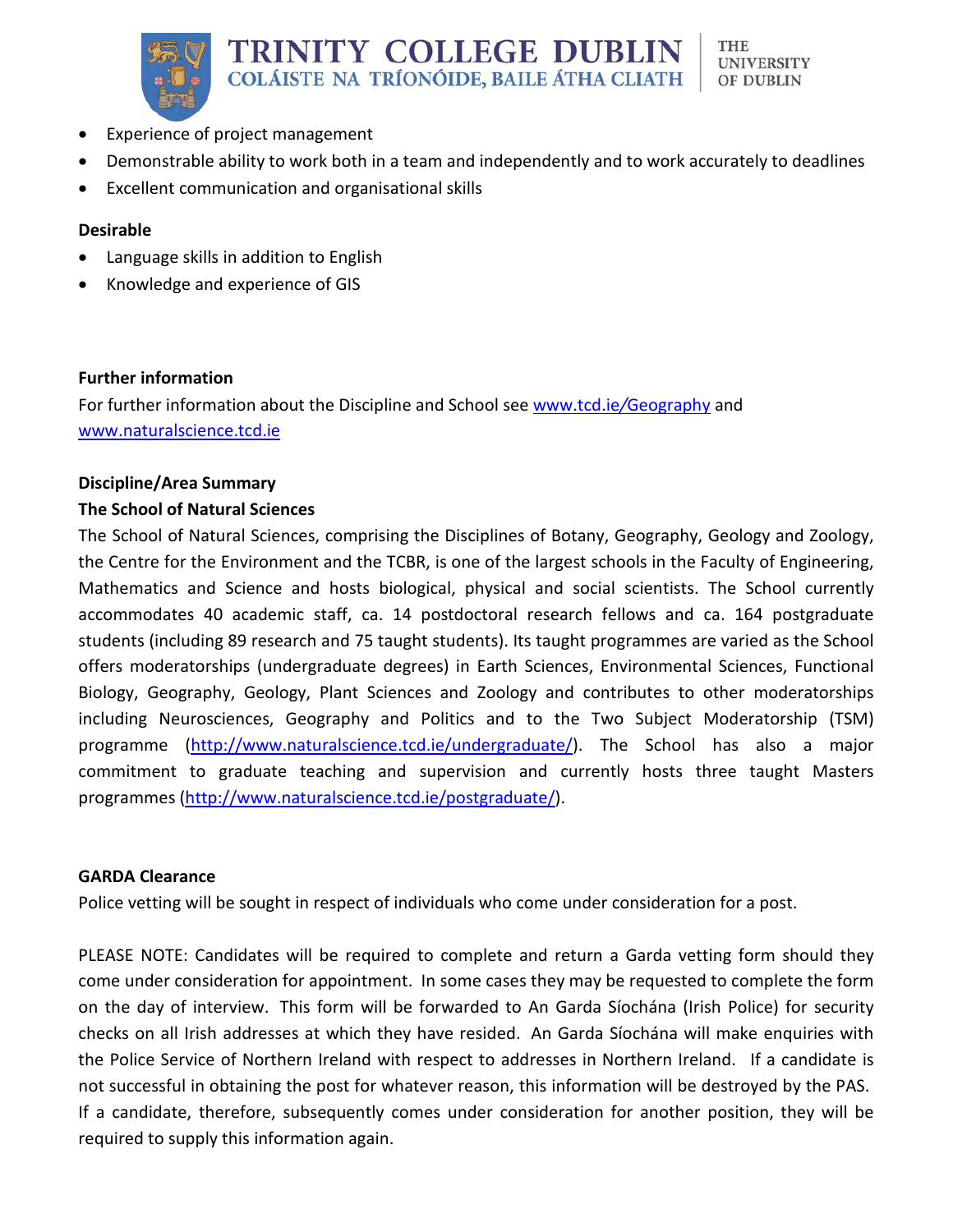- Experience of project management
- Demonstrable ability to work both in a team and independently and to work accurately to deadlines
- Excellent communication and organisational skills

**Desirable**

- Language skills in addition to English
- Knowledge and experience of GIS

**Further information**

For further information about the Discipline and School see www.tcd.ie/Geography and www.naturalscience.tcd.ie

**Discipline/Area Summary**

**The School of Natural Sciences**

The School of Natural Sciences, comprising the Disciplines of Botany, Geography, Geology and Zoology, the Centre for the Environment and the TCBR, is one of the largest schools in the Faculty of Engineering, Mathematics and Science and hosts biological, physical and social scientists. The School currently accommodates 40 academic staff, ca. 14 postdoctoral research fellows and ca. 164 postgraduate students (including 89 research and 75 taught students). Its taught programmes are varied as the School offers moderatorships (undergraduate degrees) in Earth Sciences, Environmental Sciences, Functional Biology, Geography, Geology, Plant Sciences and Zoology and contributes to other moderatorships including Neurosciences, Geography and Politics and to the Two Subject Moderatorship (TSM) programme (http://www.naturalscience.tcd.ie/undergraduate/). The School has also a major commitment to graduate teaching and supervision and currently hosts three taught Masters programmes (http://www.naturalscience.tcd.ie/postgraduate/).

**GARDA Clearance**

Police vetting will be sought in respect of individuals who come under consideration for a post.

PLEASE NOTE: Candidates will be required to complete and return a Garda vetting form should they come under consideration for appointment. In some cases they may be requested to complete the form on the day of interview. This form will be forwarded to An Garda Síochána (Irish Police) for security checks on all Irish addresses at which they have resided. An Garda Síochána will make enquiries with the Police Service of Northern Ireland with respect to addresses in Northern Ireland. If a candidate is not successful in obtaining the post for whatever reason, this information will be destroyed by the PAS. If a candidate, therefore, subsequently comes under consideration for another position, they will be required to supply this information again.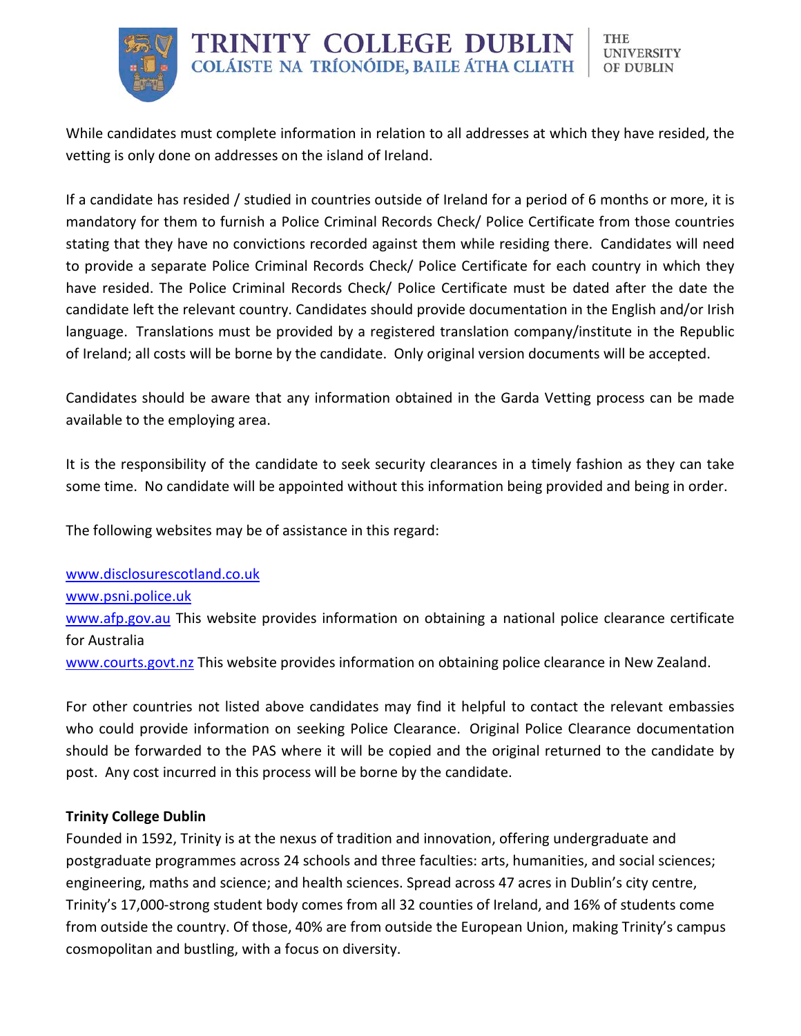While candidates must complete information in relation to all addresses at which they have resided, the vetting is only done on addresses on the island of Ireland.

If a candidate has resided / studied in countries outside of Ireland for a period of 6 months or more, it is mandatory for them to furnish a Police Criminal Records Check/ Police Certificate from those countries stating that they have no convictions recorded against them while residing there. Candidates will need to provide a separate Police Criminal Records Check/ Police Certificate for each country in which they have resided. The Police Criminal Records Check/ Police Certificate must be dated after the date the candidate left the relevant country. Candidates should provide documentation in the English and/or Irish language. Translations must be provided by a registered translation company/institute in the Republic of Ireland; all costs will be borne by the candidate. Only original version documents will be accepted.

Candidates should be aware that any information obtained in the Garda Vetting process can be made available to the employing area.

It is the responsibility of the candidate to seek security clearances in a timely fashion as they can take some time. No candidate will be appointed without this information being provided and being in order.

The following websites may be of assistance in this regard:

www.disclosurescotland.co.uk
www.psni.police.uk
www.afp.gov.au This website provides information on obtaining a national police clearance certificate for Australia
www.courts.govt.nz This website provides information on obtaining police clearance in New Zealand.

For other countries not listed above candidates may find it helpful to contact the relevant embassies who could provide information on seeking Police Clearance. Original Police Clearance documentation should be forwarded to the PAS where it will be copied and the original returned to the candidate by post. Any cost incurred in this process will be borne by the candidate.

**Trinity College Dublin**
Founded in 1592, Trinity is at the nexus of tradition and innovation, offering undergraduate and postgraduate programmes across 24 schools and three faculties: arts, humanities, and social sciences; engineering, maths and science; and health sciences. Spread across 47 acres in Dublin's city centre, Trinity's 17,000-strong student body comes from all 32 counties of Ireland, and 16% of students come from outside the country. Of those, 40% are from outside the European Union, making Trinity's campus cosmopolitan and bustling, with a focus on diversity.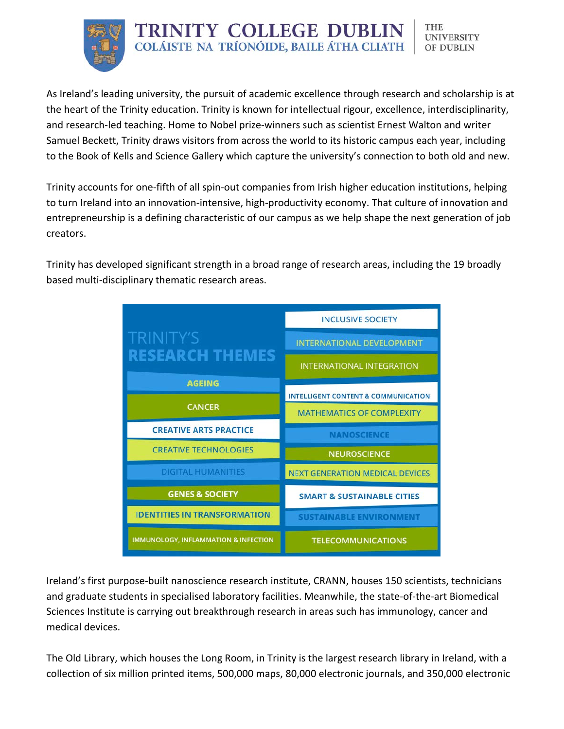As Ireland's leading university, the pursuit of academic excellence through research and scholarship is at the heart of the Trinity education. Trinity is known for intellectual rigour, excellence, interdisciplinarity, and research-led teaching. Home to Nobel prize-winners such as scientist Ernest Walton and writer Samuel Beckett, Trinity draws visitors from across the world to its historic campus each year, including to the Book of Kells and Science Gallery which capture the university's connection to both old and new.

Trinity accounts for one-fifth of all spin-out companies from Irish higher education institutions, helping to turn Ireland into an innovation-intensive, high-productivity economy. That culture of innovation and entrepreneurship is a defining characteristic of our campus as we help shape the next generation of job creators.

Trinity has developed significant strength in a broad range of research areas, including the 19 broadly based multi-disciplinary thematic research areas.

TRINITY'S
**RESEARCH THEMES**

- AGEING
- CANCER
- CREATIVE ARTS PRACTICE
- CREATIVE TECHNOLOGIES
- DIGITAL HUMANITIES
- GENES & SOCIETY
- IDENTITIES IN TRANSFORMATION
- IMMUNOLOGY, INFLAMMATION & INFECTION
- INCLUSIVE SOCIETY
- INTERNATIONAL DEVELOPMENT
- INTERNATIONAL INTEGRATION
- INTELLIGENT CONTENT & COMMUNICATION
- MATHEMATICS OF COMPLEXITY
- NANOSCIENCE
- NEUROSCIENCE
- NEXT GENERATION MEDICAL DEVICES
- SMART & SUSTAINABLE CITIES
- SUSTAINABLE ENVIRONMENT
- TELECOMMUNICATIONS

Ireland's first purpose-built nanoscience research institute, CRANN, houses 150 scientists, technicians and graduate students in specialised laboratory facilities. Meanwhile, the state-of-the-art Biomedical Sciences Institute is carrying out breakthrough research in areas such has immunology, cancer and medical devices.

The Old Library, which houses the Long Room, in Trinity is the largest research library in Ireland, with a collection of six million printed items, 500,000 maps, 80,000 electronic journals, and 350,000 electronic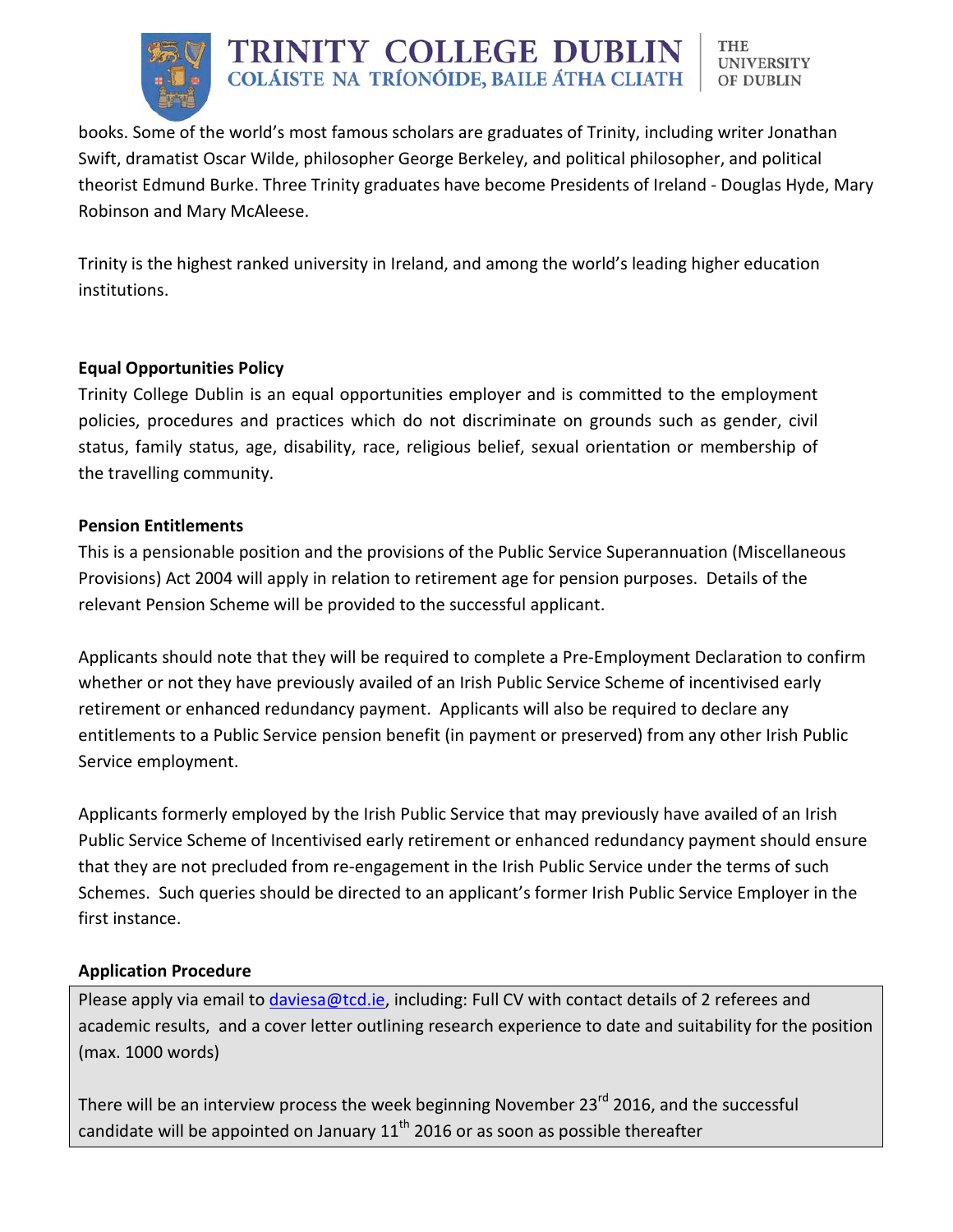books. Some of the world's most famous scholars are graduates of Trinity, including writer Jonathan Swift, dramatist Oscar Wilde, philosopher George Berkeley, and political philosopher, and political theorist Edmund Burke. Three Trinity graduates have become Presidents of Ireland - Douglas Hyde, Mary Robinson and Mary McAleese.

Trinity is the highest ranked university in Ireland, and among the world's leading higher education institutions.

**Equal Opportunities Policy**

Trinity College Dublin is an equal opportunities employer and is committed to the employment policies, procedures and practices which do not discriminate on grounds such as gender, civil status, family status, age, disability, race, religious belief, sexual orientation or membership of the travelling community.

**Pension Entitlements**

This is a pensionable position and the provisions of the Public Service Superannuation (Miscellaneous Provisions) Act 2004 will apply in relation to retirement age for pension purposes. Details of the relevant Pension Scheme will be provided to the successful applicant.

Applicants should note that they will be required to complete a Pre-Employment Declaration to confirm whether or not they have previously availed of an Irish Public Service Scheme of incentivised early retirement or enhanced redundancy payment. Applicants will also be required to declare any entitlements to a Public Service pension benefit (in payment or preserved) from any other Irish Public Service employment.

Applicants formerly employed by the Irish Public Service that may previously have availed of an Irish Public Service Scheme of Incentivised early retirement or enhanced redundancy payment should ensure that they are not precluded from re-engagement in the Irish Public Service under the terms of such Schemes. Such queries should be directed to an applicant's former Irish Public Service Employer in the first instance.

**Application Procedure**

Please apply via email to daviesa@tcd.ie, including: Full CV with contact details of 2 referees and academic results, and a cover letter outlining research experience to date and suitability for the position (max. 1000 words)

There will be an interview process the week beginning November 23rd 2016, and the successful candidate will be appointed on January 11th 2016 or as soon as possible thereafter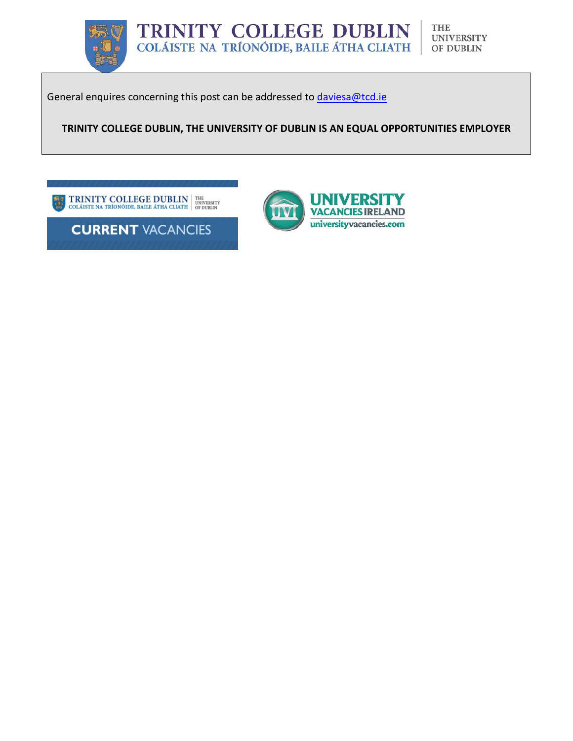General enquires concerning this post can be addressed to [daviesa@tcd.ie](mailto:daviesa@tcd.ie)

**TRINITY COLLEGE DUBLIN, THE UNIVERSITY OF DUBLIN IS AN EQUAL OPPORTUNITIES EMPLOYER**